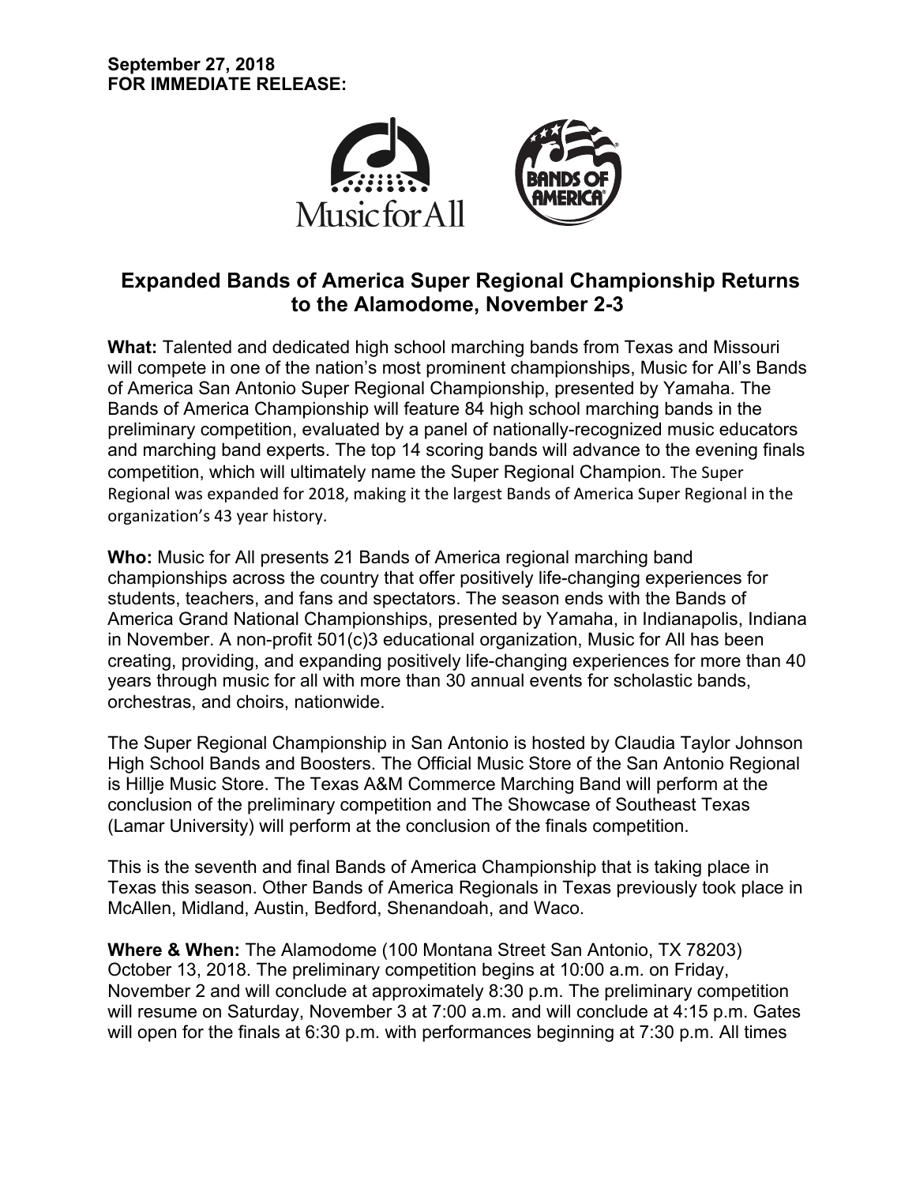**September 27, 2018**
**FOR IMMEDIATE RELEASE:**

## Expanded Bands of America Super Regional Championship Returns to the Alamodome, November 2-3

**What:** Talented and dedicated high school marching bands from Texas and Missouri will compete in one of the nation's most prominent championships, Music for All's Bands of America San Antonio Super Regional Championship, presented by Yamaha. The Bands of America Championship will feature 84 high school marching bands in the preliminary competition, evaluated by a panel of nationally-recognized music educators and marching band experts. The top 14 scoring bands will advance to the evening finals competition, which will ultimately name the Super Regional Champion. The Super Regional was expanded for 2018, making it the largest Bands of America Super Regional in the organization's 43 year history.

**Who:** Music for All presents 21 Bands of America regional marching band championships across the country that offer positively life-changing experiences for students, teachers, and fans and spectators. The season ends with the Bands of America Grand National Championships, presented by Yamaha, in Indianapolis, Indiana in November. A non-profit 501(c)3 educational organization, Music for All has been creating, providing, and expanding positively life-changing experiences for more than 40 years through music for all with more than 30 annual events for scholastic bands, orchestras, and choirs, nationwide.

The Super Regional Championship in San Antonio is hosted by Claudia Taylor Johnson High School Bands and Boosters. The Official Music Store of the San Antonio Regional is Hillje Music Store. The Texas A&M Commerce Marching Band will perform at the conclusion of the preliminary competition and The Showcase of Southeast Texas (Lamar University) will perform at the conclusion of the finals competition.

This is the seventh and final Bands of America Championship that is taking place in Texas this season. Other Bands of America Regionals in Texas previously took place in McAllen, Midland, Austin, Bedford, Shenandoah, and Waco.

**Where & When:** The Alamodome (100 Montana Street San Antonio, TX 78203) October 13, 2018. The preliminary competition begins at 10:00 a.m. on Friday, November 2 and will conclude at approximately 8:30 p.m. The preliminary competition will resume on Saturday, November 3 at 7:00 a.m. and will conclude at 4:15 p.m. Gates will open for the finals at 6:30 p.m. with performances beginning at 7:30 p.m. All times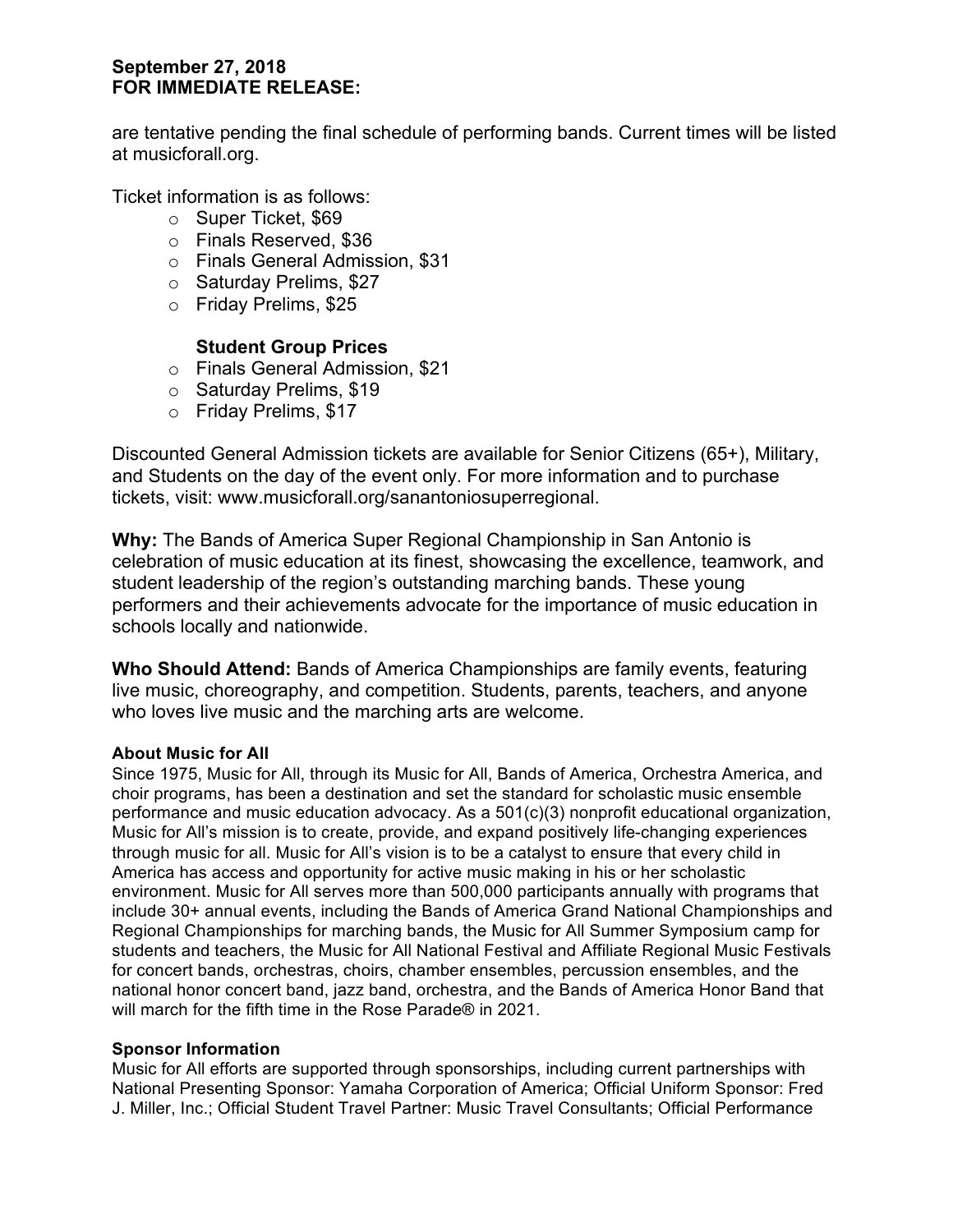are tentative pending the final schedule of performing bands. Current times will be listed at musicforall.org.

Ticket information is as follows:

- Super Ticket, $69
- Finals Reserved, $36
- Finals General Admission, $31
- Saturday Prelims, $27
- Friday Prelims, $25

**Student Group Prices**

- Finals General Admission, $21
- Saturday Prelims, $19
- Friday Prelims, $17

Discounted General Admission tickets are available for Senior Citizens (65+), Military, and Students on the day of the event only. For more information and to purchase tickets, visit: www.musicforall.org/sanantoniosuperregional.

**Why:** The Bands of America Super Regional Championship in San Antonio is celebration of music education at its finest, showcasing the excellence, teamwork, and student leadership of the region's outstanding marching bands. These young performers and their achievements advocate for the importance of music education in schools locally and nationwide.

**Who Should Attend:** Bands of America Championships are family events, featuring live music, choreography, and competition. Students, parents, teachers, and anyone who loves live music and the marching arts are welcome.

**About Music for All**

Since 1975, Music for All, through its Music for All, Bands of America, Orchestra America, and choir programs, has been a destination and set the standard for scholastic music ensemble performance and music education advocacy. As a 501(c)(3) nonprofit educational organization, Music for All's mission is to create, provide, and expand positively life-changing experiences through music for all. Music for All's vision is to be a catalyst to ensure that every child in America has access and opportunity for active music making in his or her scholastic environment. Music for All serves more than 500,000 participants annually with programs that include 30+ annual events, including the Bands of America Grand National Championships and Regional Championships for marching bands, the Music for All Summer Symposium camp for students and teachers, the Music for All National Festival and Affiliate Regional Music Festivals for concert bands, orchestras, choirs, chamber ensembles, percussion ensembles, and the national honor concert band, jazz band, orchestra, and the Bands of America Honor Band that will march for the fifth time in the Rose Parade® in 2021.

**Sponsor Information**

Music for All efforts are supported through sponsorships, including current partnerships with National Presenting Sponsor: Yamaha Corporation of America; Official Uniform Sponsor: Fred J. Miller, Inc.; Official Student Travel Partner: Music Travel Consultants; Official Performance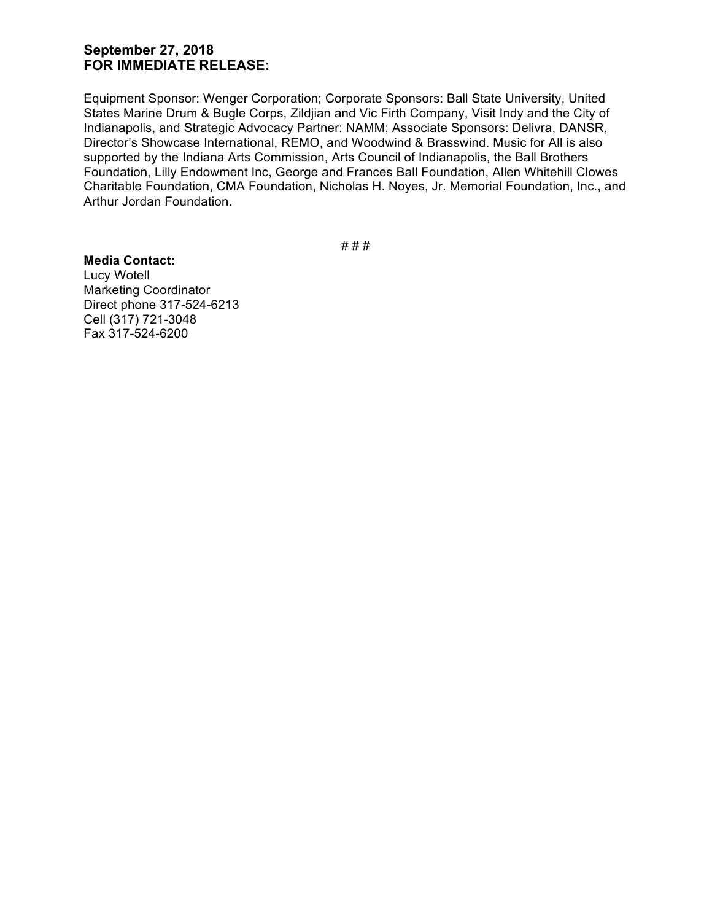**September 27, 2018**
**FOR IMMEDIATE RELEASE:**

Equipment Sponsor: Wenger Corporation; Corporate Sponsors: Ball State University, United States Marine Drum & Bugle Corps, Zildjian and Vic Firth Company, Visit Indy and the City of Indianapolis, and Strategic Advocacy Partner: NAMM; Associate Sponsors: Delivra, DANSR, Director's Showcase International, REMO, and Woodwind & Brasswind. Music for All is also supported by the Indiana Arts Commission, Arts Council of Indianapolis, the Ball Brothers Foundation, Lilly Endowment Inc, George and Frances Ball Foundation, Allen Whitehill Clowes Charitable Foundation, CMA Foundation, Nicholas H. Noyes, Jr. Memorial Foundation, Inc., and Arthur Jordan Foundation.

# # #

**Media Contact:**
Lucy Wotell
Marketing Coordinator
Direct phone 317-524-6213
Cell (317) 721-3048
Fax 317-524-6200